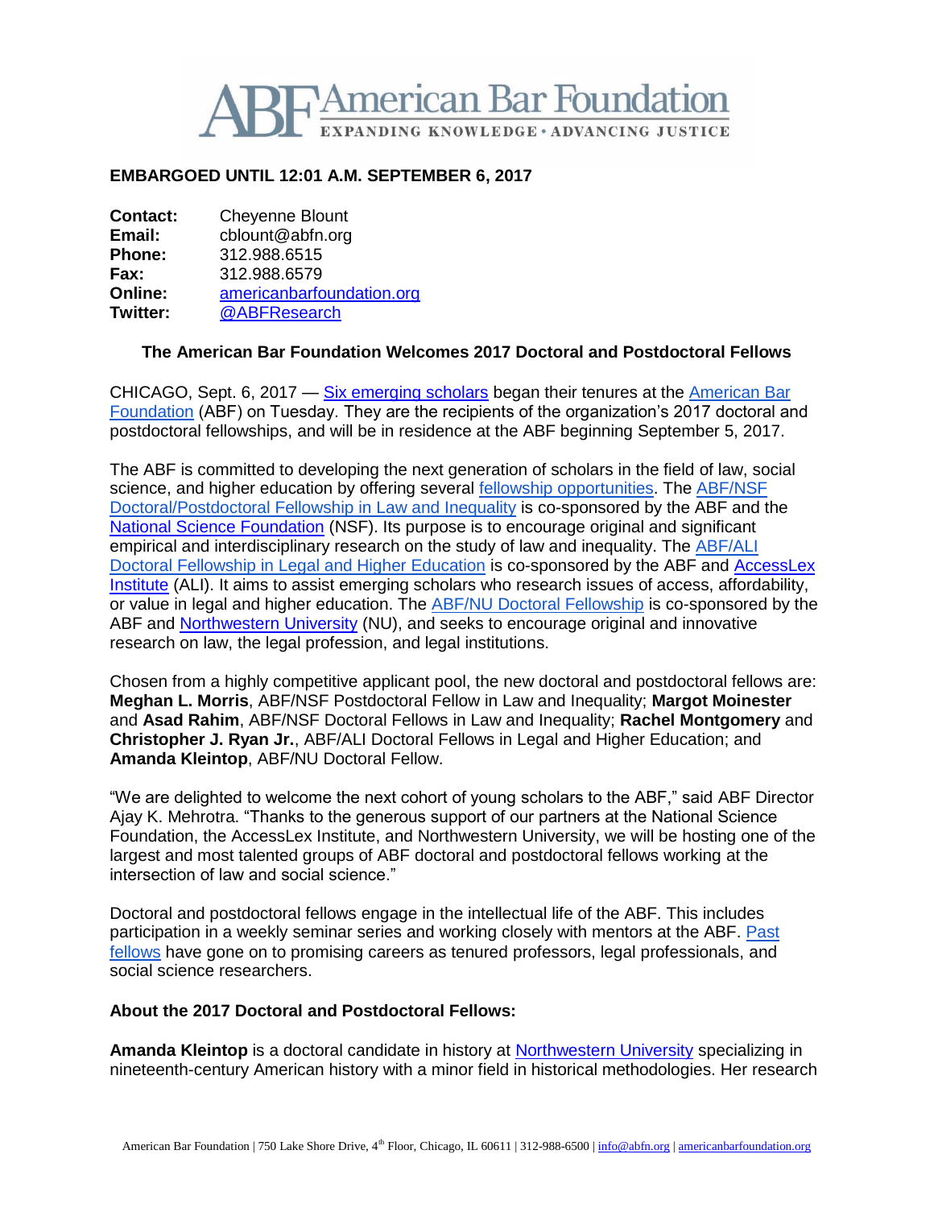# ABF American Bar Foundation

EXPANDING KNOWLEDGE • ADVANCING JUSTICE

**EMBARGOED UNTIL 12:01 A.M. SEPTEMBER 6, 2017**

**Contact:** Cheyenne Blount
**Email:** cblount@abfn.org
**Phone:** 312.988.6515
**Fax:** 312.988.6579
**Online:** americanbarfoundation.org
**Twitter:** @ABFResearch

## The American Bar Foundation Welcomes 2017 Doctoral and Postdoctoral Fellows

CHICAGO, Sept. 6, 2017 — Six emerging scholars began their tenures at the American Bar Foundation (ABF) on Tuesday. They are the recipients of the organization's 2017 doctoral and postdoctoral fellowships, and will be in residence at the ABF beginning September 5, 2017.

The ABF is committed to developing the next generation of scholars in the field of law, social science, and higher education by offering several fellowship opportunities. The ABF/NSF Doctoral/Postdoctoral Fellowship in Law and Inequality is co-sponsored by the ABF and the National Science Foundation (NSF). Its purpose is to encourage original and significant empirical and interdisciplinary research on the study of law and inequality. The ABF/ALI Doctoral Fellowship in Legal and Higher Education is co-sponsored by the ABF and AccessLex Institute (ALI). It aims to assist emerging scholars who research issues of access, affordability, or value in legal and higher education. The ABF/NU Doctoral Fellowship is co-sponsored by the ABF and Northwestern University (NU), and seeks to encourage original and innovative research on law, the legal profession, and legal institutions.

Chosen from a highly competitive applicant pool, the new doctoral and postdoctoral fellows are: **Meghan L. Morris**, ABF/NSF Postdoctoral Fellow in Law and Inequality; **Margot Moinester** and **Asad Rahim**, ABF/NSF Doctoral Fellows in Law and Inequality; **Rachel Montgomery** and **Christopher J. Ryan Jr.**, ABF/ALI Doctoral Fellows in Legal and Higher Education; and **Amanda Kleintop**, ABF/NU Doctoral Fellow.

"We are delighted to welcome the next cohort of young scholars to the ABF," said ABF Director Ajay K. Mehrotra. "Thanks to the generous support of our partners at the National Science Foundation, the AccessLex Institute, and Northwestern University, we will be hosting one of the largest and most talented groups of ABF doctoral and postdoctoral fellows working at the intersection of law and social science."

Doctoral and postdoctoral fellows engage in the intellectual life of the ABF. This includes participation in a weekly seminar series and working closely with mentors at the ABF. Past fellows have gone on to promising careers as tenured professors, legal professionals, and social science researchers.

**About the 2017 Doctoral and Postdoctoral Fellows:**

**Amanda Kleintop** is a doctoral candidate in history at Northwestern University specializing in nineteenth-century American history with a minor field in historical methodologies. Her research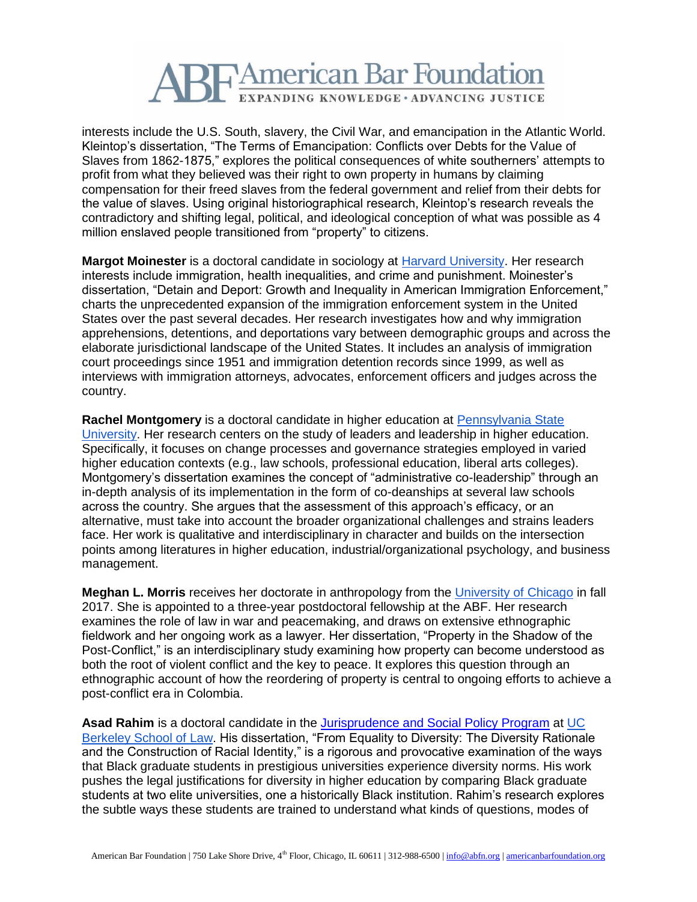interests include the U.S. South, slavery, the Civil War, and emancipation in the Atlantic World. Kleintop's dissertation, "The Terms of Emancipation: Conflicts over Debts for the Value of Slaves from 1862-1875," explores the political consequences of white southerners' attempts to profit from what they believed was their right to own property in humans by claiming compensation for their freed slaves from the federal government and relief from their debts for the value of slaves. Using original historiographical research, Kleintop's research reveals the contradictory and shifting legal, political, and ideological conception of what was possible as 4 million enslaved people transitioned from "property" to citizens.

**Margot Moinester** is a doctoral candidate in sociology at Harvard University. Her research interests include immigration, health inequalities, and crime and punishment. Moinester's dissertation, "Detain and Deport: Growth and Inequality in American Immigration Enforcement," charts the unprecedented expansion of the immigration enforcement system in the United States over the past several decades. Her research investigates how and why immigration apprehensions, detentions, and deportations vary between demographic groups and across the elaborate jurisdictional landscape of the United States. It includes an analysis of immigration court proceedings since 1951 and immigration detention records since 1999, as well as interviews with immigration attorneys, advocates, enforcement officers and judges across the country.

**Rachel Montgomery** is a doctoral candidate in higher education at Pennsylvania State University. Her research centers on the study of leaders and leadership in higher education. Specifically, it focuses on change processes and governance strategies employed in varied higher education contexts (e.g., law schools, professional education, liberal arts colleges). Montgomery's dissertation examines the concept of "administrative co-leadership" through an in-depth analysis of its implementation in the form of co-deanships at several law schools across the country. She argues that the assessment of this approach's efficacy, or an alternative, must take into account the broader organizational challenges and strains leaders face. Her work is qualitative and interdisciplinary in character and builds on the intersection points among literatures in higher education, industrial/organizational psychology, and business management.

**Meghan L. Morris** receives her doctorate in anthropology from the University of Chicago in fall 2017. She is appointed to a three-year postdoctoral fellowship at the ABF. Her research examines the role of law in war and peacemaking, and draws on extensive ethnographic fieldwork and her ongoing work as a lawyer. Her dissertation, "Property in the Shadow of the Post-Conflict," is an interdisciplinary study examining how property can become understood as both the root of violent conflict and the key to peace. It explores this question through an ethnographic account of how the reordering of property is central to ongoing efforts to achieve a post-conflict era in Colombia.

**Asad Rahim** is a doctoral candidate in the Jurisprudence and Social Policy Program at UC Berkeley School of Law. His dissertation, "From Equality to Diversity: The Diversity Rationale and the Construction of Racial Identity," is a rigorous and provocative examination of the ways that Black graduate students in prestigious universities experience diversity norms. His work pushes the legal justifications for diversity in higher education by comparing Black graduate students at two elite universities, one a historically Black institution. Rahim's research explores the subtle ways these students are trained to understand what kinds of questions, modes of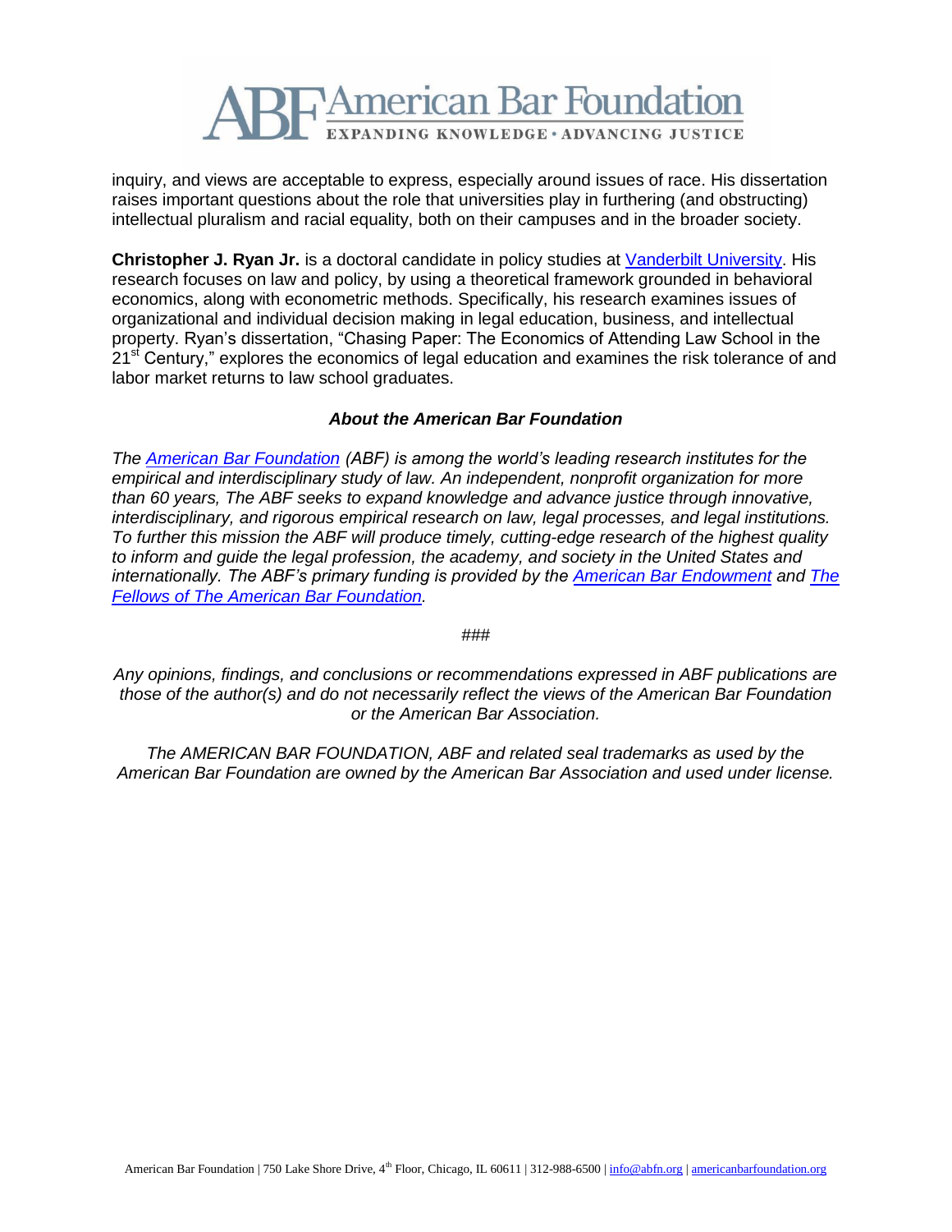inquiry, and views are acceptable to express, especially around issues of race. His dissertation raises important questions about the role that universities play in furthering (and obstructing) intellectual pluralism and racial equality, both on their campuses and in the broader society.

**Christopher J. Ryan Jr.** is a doctoral candidate in policy studies at Vanderbilt University. His research focuses on law and policy, by using a theoretical framework grounded in behavioral economics, along with econometric methods. Specifically, his research examines issues of organizational and individual decision making in legal education, business, and intellectual property. Ryan's dissertation, "Chasing Paper: The Economics of Attending Law School in the 21st Century," explores the economics of legal education and examines the risk tolerance of and labor market returns to law school graduates.

### *About the American Bar Foundation*

*The American Bar Foundation (ABF) is among the world's leading research institutes for the empirical and interdisciplinary study of law. An independent, nonprofit organization for more than 60 years, The ABF seeks to expand knowledge and advance justice through innovative, interdisciplinary, and rigorous empirical research on law, legal processes, and legal institutions. To further this mission the ABF will produce timely, cutting-edge research of the highest quality to inform and guide the legal profession, the academy, and society in the United States and internationally. The ABF's primary funding is provided by the American Bar Endowment and The Fellows of The American Bar Foundation.*

###

*Any opinions, findings, and conclusions or recommendations expressed in ABF publications are those of the author(s) and do not necessarily reflect the views of the American Bar Foundation or the American Bar Association.*

*The AMERICAN BAR FOUNDATION, ABF and related seal trademarks as used by the American Bar Foundation are owned by the American Bar Association and used under license.*